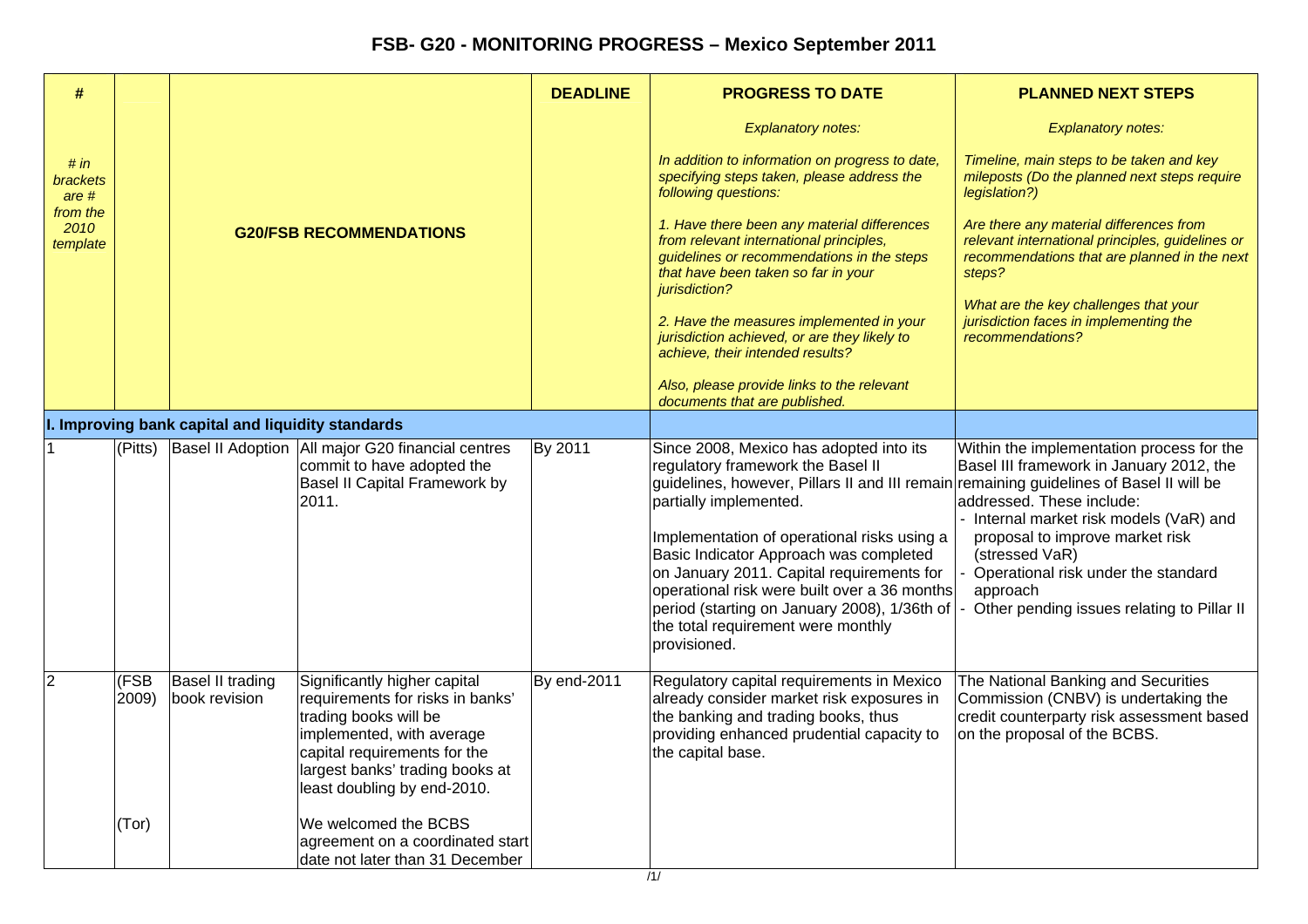# FSB- G20 - MONITORING PROGRESS – Mexico September 2011

| # <br> *# in brackets are # from the 2010 template* | | | G20/FSB RECOMMENDATIONS | DEADLINE | PROGRESS TO DATE <br> *Explanatory notes:* <br> *In addition to information on progress to date, specifying steps taken, please address the following questions:* <br> *1. Have there been any material differences from relevant international principles, guidelines or recommendations in the steps that have been taken so far in your jurisdiction?* <br> *2. Have the measures implemented in your jurisdiction achieved, or are they likely to achieve, their intended results?* <br> *Also, please provide links to the relevant documents that are published.* | PLANNED NEXT STEPS <br> *Explanatory notes:* <br> *Timeline, main steps to be taken and key mileposts (Do the planned next steps require legislation?)* <br> *Are there any material differences from relevant international principles, guidelines or recommendations that are planned in the next steps?* <br> *What are the key challenges that your jurisdiction faces in implementing the recommendations?* |
|---|---|---|---|---|---|---|
| **I. Improving bank capital and liquidity standards** | | | | | | |
| 1 | (Pitts) | Basel II Adoption | All major G20 financial centres commit to have adopted the Basel II Capital Framework by 2011. | By 2011 | Since 2008, Mexico has adopted into its regulatory framework the Basel II guidelines, however, Pillars II and III remain partially implemented. <br> Implementation of operational risks using a Basic Indicator Approach was completed on January 2011. Capital requirements for operational risk were built over a 36 months period (starting on January 2008), 1/36th of the total requirement were monthly provisioned. | Within the implementation process for the Basel III framework in January 2012, the remaining guidelines of Basel II will be addressed. These include: <br> - Internal market risk models (VaR) and proposal to improve market risk (stressed VaR) <br> - Operational risk under the standard approach <br> - Other pending issues relating to Pillar II |
| 2 | (FSB 2009) <br> (Tor) | Basel II trading book revision | Significantly higher capital requirements for risks in banks' trading books will be implemented, with average capital requirements for the largest banks' trading books at least doubling by end-2010. <br> We welcomed the BCBS agreement on a coordinated start date not later than 31 December | By end-2011 | Regulatory capital requirements in Mexico already consider market risk exposures in the banking and trading books, thus providing enhanced prudential capacity to the capital base. | The National Banking and Securities Commission (CNBV) is undertaking the credit counterparty risk assessment based on the proposal of the BCBS. |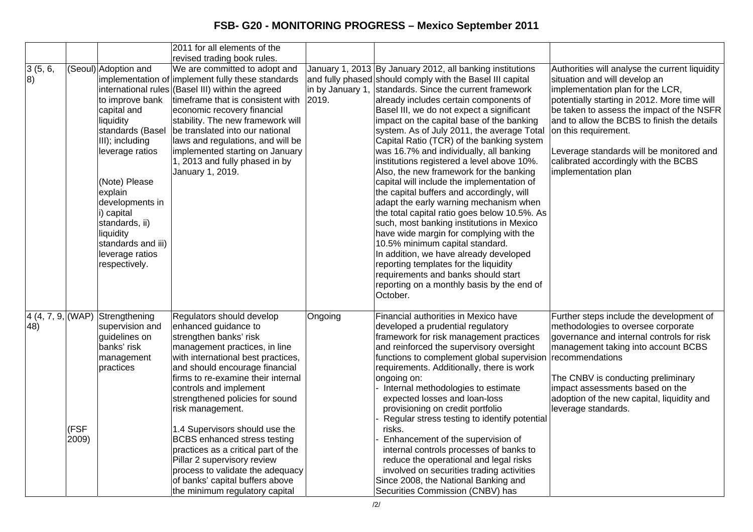# FSB- G20 - MONITORING PROGRESS – Mexico September 2011

| | | | | | | |
|---|---|---|---|---|---|---|
| | | | 2011 for all elements of the revised trading book rules. | | | |
| 3 (5, 6, 8) | (Seoul) | Adoption and implementation of international rules to improve bank capital and liquidity standards (Basel III); including leverage ratios<br><br>(Note) Please explain developments in i) capital standards, ii) liquidity standards and iii) leverage ratios respectively. | We are committed to adopt and implement fully these standards (Basel III) within the agreed timeframe that is consistent with economic recovery financial stability. The new framework will be translated into our national laws and regulations, and will be implemented starting on January 1, 2013 and fully phased in by January 1, 2019. | January 1, 2013 and fully phased in by January 1, 2019. | By January 2012, all banking institutions should comply with the Basel III capital standards. Since the current framework already includes certain components of Basel III, we do not expect a significant impact on the capital base of the banking system. As of July 2011, the average Total Capital Ratio (TCR) of the banking system was 16.7% and individually, all banking institutions registered a level above 10%. Also, the new framework for the banking capital will include the implementation of the capital buffers and accordingly, will adapt the early warning mechanism when the total capital ratio goes below 10.5%. As such, most banking institutions in Mexico have wide margin for complying with the 10.5% minimum capital standard.<br>In addition, we have already developed reporting templates for the liquidity requirements and banks should start reporting on a monthly basis by the end of October. | Authorities will analyse the current liquidity situation and will develop an implementation plan for the LCR, potentially starting in 2012. More time will be taken to assess the impact of the NSFR and to allow the BCBS to finish the details on this requirement.<br><br>Leverage standards will be monitored and calibrated accordingly with the BCBS implementation plan |
| 4 (4, 7, 9, 48) | (WAP)<br><br>(FSF 2009) | Strengthening supervision and guidelines on banks' risk management practices | Regulators should develop enhanced guidance to strengthen banks' risk management practices, in line with international best practices, and should encourage financial firms to re-examine their internal controls and implement strengthened policies for sound risk management.<br><br>1.4 Supervisors should use the BCBS enhanced stress testing practices as a critical part of the Pillar 2 supervisory review process to validate the adequacy of banks' capital buffers above the minimum regulatory capital | Ongoing | Financial authorities in Mexico have developed a prudential regulatory framework for risk management practices and reinforced the supervisory oversight functions to complement global supervision requirements. Additionally, there is work ongoing on:<br>- Internal methodologies to estimate expected losses and loan-loss provisioning on credit portfolio<br>- Regular stress testing to identify potential risks.<br>- Enhancement of the supervision of internal controls processes of banks to reduce the operational and legal risks involved on securities trading activities<br>Since 2008, the National Banking and Securities Commission (CNBV) has | Further steps include the development of methodologies to oversee corporate governance and internal controls for risk management taking into account BCBS recommendations<br><br>The CNBV is conducting preliminary impact assessments based on the adoption of the new capital, liquidity and leverage standards. |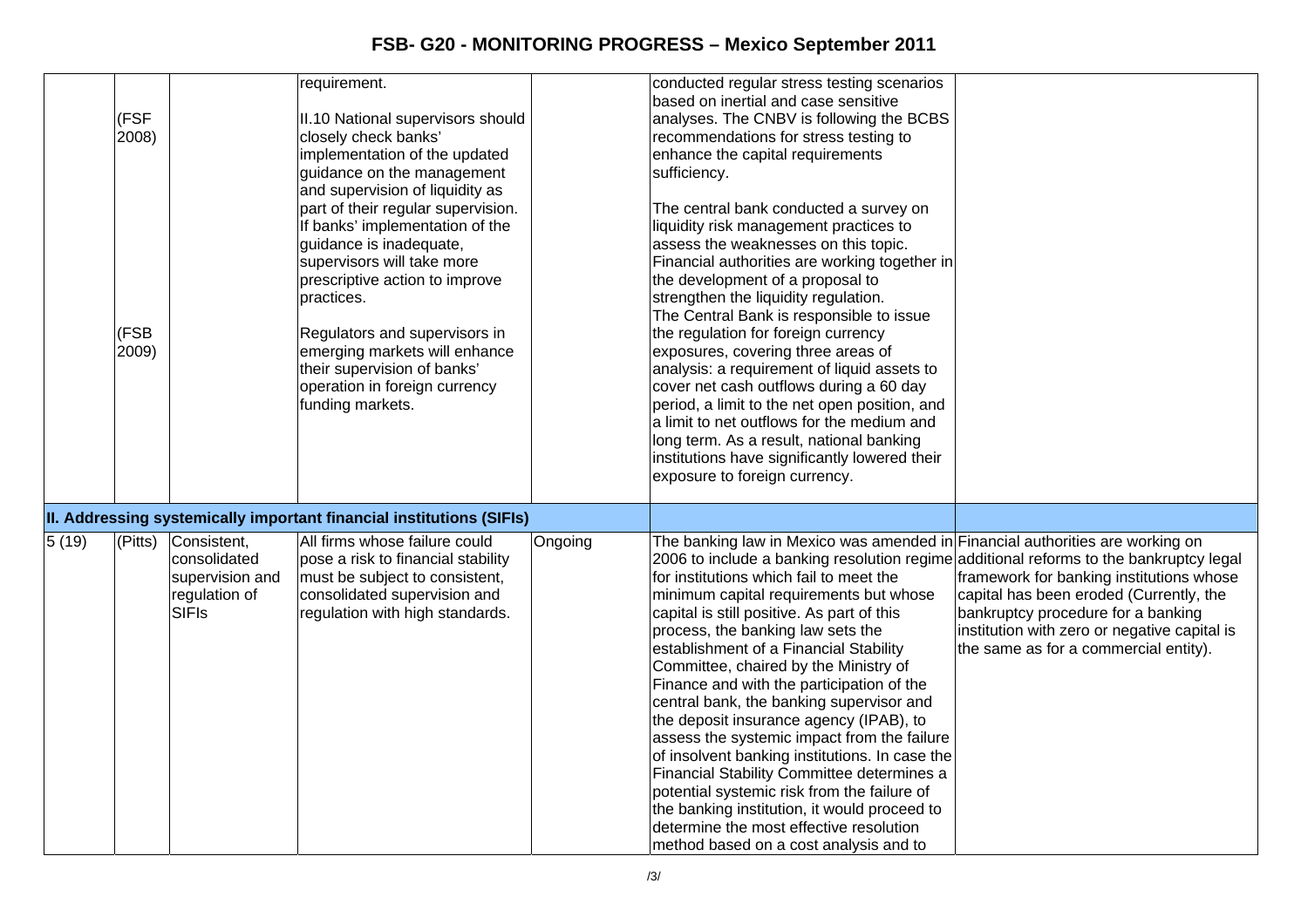# FSB- G20 - MONITORING PROGRESS – Mexico September 2011

| | | | | | | |
|---|---|---|---|---|---|---|
| | (FSF 2008)<br><br>(FSB 2009) | | requirement.<br><br>II.10 National supervisors should closely check banks' implementation of the updated guidance on the management and supervision of liquidity as part of their regular supervision. If banks' implementation of the guidance is inadequate, supervisors will take more prescriptive action to improve practices.<br><br>Regulators and supervisors in emerging markets will enhance their supervision of banks' operation in foreign currency funding markets. | | conducted regular stress testing scenarios based on inertial and case sensitive analyses. The CNBV is following the BCBS recommendations for stress testing to enhance the capital requirements sufficiency.<br><br>The central bank conducted a survey on liquidity risk management practices to assess the weaknesses on this topic. Financial authorities are working together in the development of a proposal to strengthen the liquidity regulation. The Central Bank is responsible to issue the regulation for foreign currency exposures, covering three areas of analysis: a requirement of liquid assets to cover net cash outflows during a 60 day period, a limit to the net open position, and a limit to net outflows for the medium and long term. As a result, national banking institutions have significantly lowered their exposure to foreign currency. | |
| **II. Addressing systemically important financial institutions (SIFIs)** | | | | | | |
| 5 (19) | (Pitts) | Consistent, consolidated supervision and regulation of SIFIs | All firms whose failure could pose a risk to financial stability must be subject to consistent, consolidated supervision and regulation with high standards. | Ongoing | The banking law in Mexico was amended in 2006 to include a banking resolution regime for institutions which fail to meet the minimum capital requirements but whose capital is still positive. As part of this process, the banking law sets the establishment of a Financial Stability Committee, chaired by the Ministry of Finance and with the participation of the central bank, the banking supervisor and the deposit insurance agency (IPAB), to assess the systemic impact from the failure of insolvent banking institutions. In case the Financial Stability Committee determines a potential systemic risk from the failure of the banking institution, it would proceed to determine the most effective resolution method based on a cost analysis and to | Financial authorities are working on additional reforms to the bankruptcy legal framework for banking institutions whose capital has been eroded (Currently, the bankruptcy procedure for a banking institution with zero or negative capital is the same as for a commercial entity). |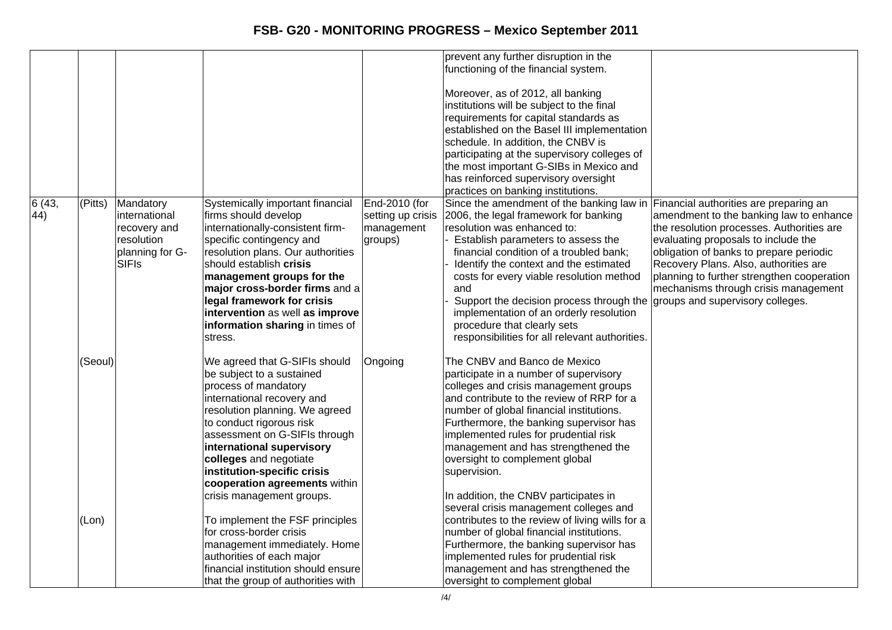| | | | | | | |
|---|---|---|---|---|---|---|
| | | | | | prevent any further disruption in the functioning of the financial system.<br><br>Moreover, as of 2012, all banking institutions will be subject to the final requirements for capital standards as established on the Basel III implementation schedule. In addition, the CNBV is participating at the supervisory colleges of the most important G-SIBs in Mexico and has reinforced supervisory oversight practices on banking institutions. | |
| 6 (43, 44) | (Pitts) | Mandatory international recovery and resolution planning for G-SIFIs | Systemically important financial firms should develop internationally-consistent firm-specific contingency and resolution plans. Our authorities should establish **crisis management groups for the major cross-border firms** and a **legal framework for crisis intervention** as well **as improve information sharing** in times of stress. | End-2010 (for setting up crisis management groups) | Since the amendment of the banking law in 2006, the legal framework for banking resolution was enhanced to:<br>- Establish parameters to assess the financial condition of a troubled bank;<br>- Identify the context and the estimated costs for every viable resolution method and<br>- Support the decision process through the implementation of an orderly resolution procedure that clearly sets responsibilities for all relevant authorities. | Financial authorities are preparing an amendment to the banking law to enhance the resolution processes. Authorities are evaluating proposals to include the obligation of banks to prepare periodic Recovery Plans. Also, authorities are planning to further strengthen cooperation mechanisms through crisis management groups and supervisory colleges. |
| | (Seoul) | | We agreed that G-SIFIs should be subject to a sustained process of mandatory international recovery and resolution planning. We agreed to conduct rigorous risk assessment on G-SIFIs through **international supervisory colleges** and negotiate **institution-specific crisis cooperation agreements** within crisis management groups. | Ongoing | The CNBV and Banco de Mexico participate in a number of supervisory colleges and crisis management groups and contribute to the review of RRP for a number of global financial institutions. Furthermore, the banking supervisor has implemented rules for prudential risk management and has strengthened the oversight to complement global supervision.<br><br>In addition, the CNBV participates in several crisis management colleges and contributes to the review of living wills for a number of global financial institutions. Furthermore, the banking supervisor has implemented rules for prudential risk management and has strengthened the oversight to complement global | |
| | (Lon) | | To implement the FSF principles for cross-border crisis management immediately. Home authorities of each major financial institution should ensure that the group of authorities with | | | |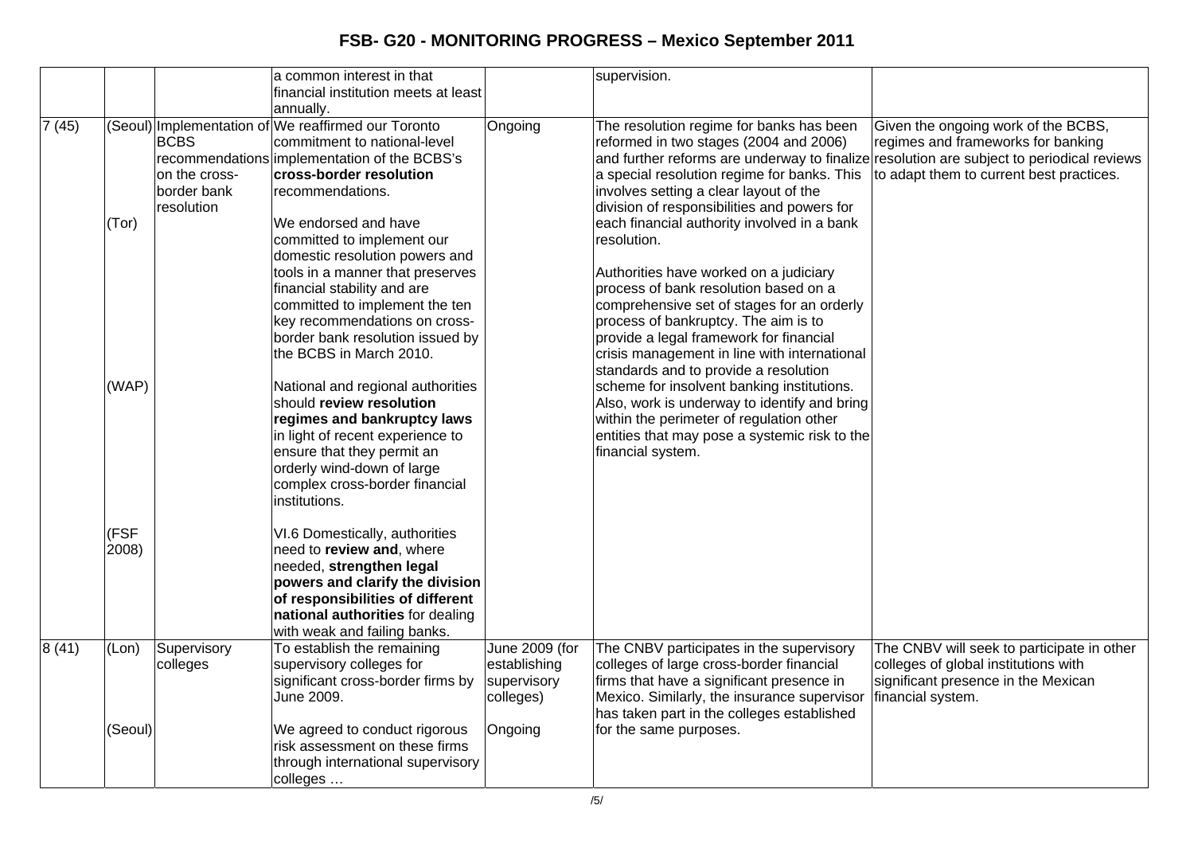# FSB- G20 - MONITORING PROGRESS – Mexico September 2011

| | | | | | | |
|---|---|---|---|---|---|---|
| | | | a common interest in that financial institution meets at least annually. | | supervision. | |
| 7 (45) | (Seoul)<br><br><br><br>(Tor)<br><br><br><br><br><br><br><br><br>(WAP)<br><br><br><br><br><br><br><br><br>(FSF 2008) | Implementation of BCBS recommendations on the cross-border bank resolution | We reaffirmed our Toronto commitment to national-level implementation of the BCBS's **cross-border resolution** recommendations.<br><br>We endorsed and have committed to implement our domestic resolution powers and tools in a manner that preserves financial stability and are committed to implement the ten key recommendations on cross-border bank resolution issued by the BCBS in March 2010.<br><br>National and regional authorities should **review resolution regimes and bankruptcy laws** in light of recent experience to ensure that they permit an orderly wind-down of large complex cross-border financial institutions.<br><br>VI.6 Domestically, authorities need to **review and**, where needed, **strengthen legal powers and clarify the division of responsibilities of different national authorities** for dealing with weak and failing banks. | Ongoing | The resolution regime for banks has been reformed in two stages (2004 and 2006) and further reforms are underway to finalize a special resolution regime for banks. This involves setting a clear layout of the division of responsibilities and powers for each financial authority involved in a bank resolution.<br><br>Authorities have worked on a judiciary process of bank resolution based on a comprehensive set of stages for an orderly process of bankruptcy. The aim is to provide a legal framework for financial crisis management in line with international standards and to provide a resolution scheme for insolvent banking institutions. Also, work is underway to identify and bring within the perimeter of regulation other entities that may pose a systemic risk to the financial system. | Given the ongoing work of the BCBS, regimes and frameworks for banking resolution are subject to periodical reviews to adapt them to current best practices. |
| 8 (41) | (Lon)<br><br><br><br>(Seoul) | Supervisory colleges | To establish the remaining supervisory colleges for significant cross-border firms by June 2009.<br><br>We agreed to conduct rigorous risk assessment on these firms through international supervisory colleges … | June 2009 (for establishing supervisory colleges)<br><br>Ongoing | The CNBV participates in the supervisory colleges of large cross-border financial firms that have a significant presence in Mexico. Similarly, the insurance supervisor has taken part in the colleges established for the same purposes. | The CNBV will seek to participate in other colleges of global institutions with significant presence in the Mexican financial system. |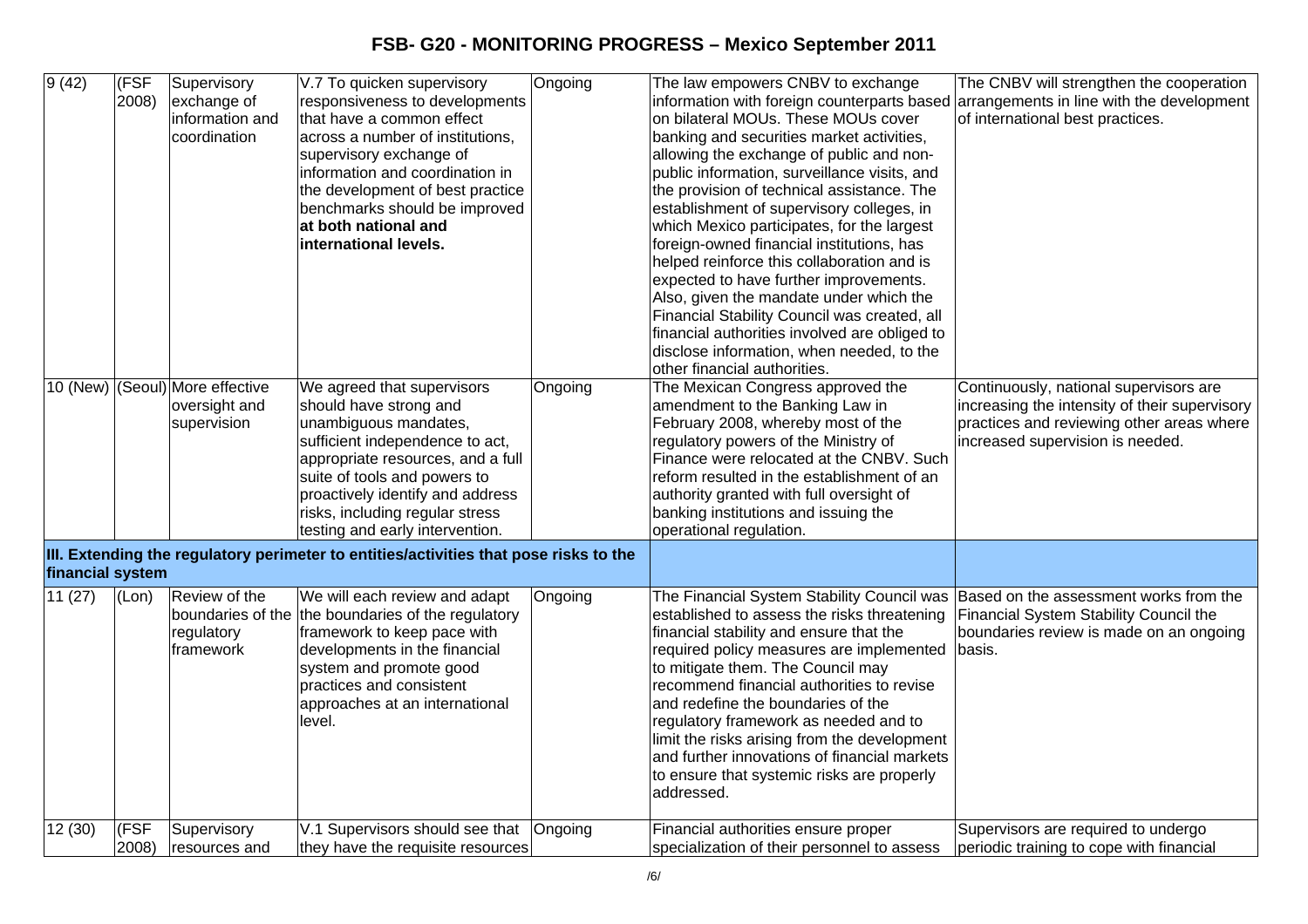| | | | | | | |
|---|---|---|---|---|---|---|
| 9 (42) | (FSF 2008) | Supervisory exchange of information and coordination | V.7 To quicken supervisory responsiveness to developments that have a common effect across a number of institutions, supervisory exchange of information and coordination in the development of best practice benchmarks should be improved **at both national and international levels.** | Ongoing | The law empowers CNBV to exchange information with foreign counterparts based on bilateral MOUs. These MOUs cover banking and securities market activities, allowing the exchange of public and non-public information, surveillance visits, and the provision of technical assistance. The establishment of supervisory colleges, in which Mexico participates, for the largest foreign-owned financial institutions, has helped reinforce this collaboration and is expected to have further improvements. Also, given the mandate under which the Financial Stability Council was created, all financial authorities involved are obliged to disclose information, when needed, to the other financial authorities. | The CNBV will strengthen the cooperation arrangements in line with the development of international best practices. |
| 10 (New) | (Seoul) | More effective oversight and supervision | We agreed that supervisors should have strong and unambiguous mandates, sufficient independence to act, appropriate resources, and a full suite of tools and powers to proactively identify and address risks, including regular stress testing and early intervention. | Ongoing | The Mexican Congress approved the amendment to the Banking Law in February 2008, whereby most of the regulatory powers of the Ministry of Finance were relocated at the CNBV. Such reform resulted in the establishment of an authority granted with full oversight of banking institutions and issuing the operational regulation. | Continuously, national supervisors are increasing the intensity of their supervisory practices and reviewing other areas where increased supervision is needed. |
| **III. Extending the regulatory perimeter to entities/activities that pose risks to the financial system** | | | | | | |
| 11 (27) | (Lon) | Review of the boundaries of the regulatory framework | We will each review and adapt the boundaries of the regulatory framework to keep pace with developments in the financial system and promote good practices and consistent approaches at an international level. | Ongoing | The Financial System Stability Council was established to assess the risks threatening financial stability and ensure that the required policy measures are implemented to mitigate them. The Council may recommend financial authorities to revise and redefine the boundaries of the regulatory framework as needed and to limit the risks arising from the development and further innovations of financial markets to ensure that systemic risks are properly addressed. | Based on the assessment works from the Financial System Stability Council the boundaries review is made on an ongoing basis. |
| 12 (30) | (FSF 2008) | Supervisory resources and | V.1 Supervisors should see that they have the requisite resources | Ongoing | Financial authorities ensure proper specialization of their personnel to assess | Supervisors are required to undergo periodic training to cope with financial |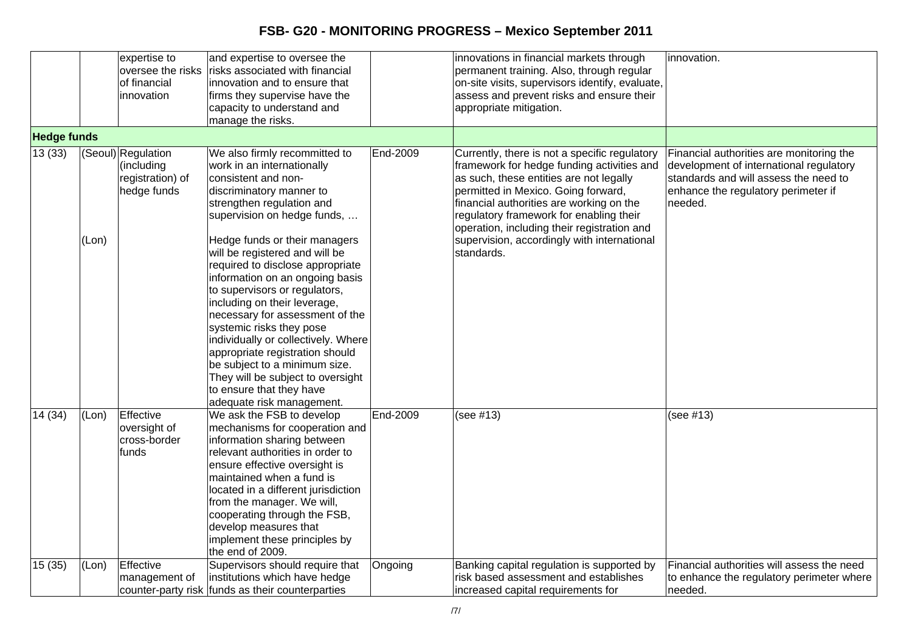| | | | | | | |
|---|---|---|---|---|---|---|
| | | expertise to oversee the risks of financial innovation | and expertise to oversee the risks associated with financial innovation and to ensure that firms they supervise have the capacity to understand and manage the risks. | | innovations in financial markets through permanent training. Also, through regular on-site visits, supervisors identify, evaluate, assess and prevent risks and ensure their appropriate mitigation. | innovation. |
| **Hedge funds** | | | | | | |
| 13 (33) | (Seoul)<br><br>(Lon) | Regulation (including registration) of hedge funds | We also firmly recommitted to work in an internationally consistent and non-discriminatory manner to strengthen regulation and supervision on hedge funds, …<br><br>Hedge funds or their managers will be registered and will be required to disclose appropriate information on an ongoing basis to supervisors or regulators, including on their leverage, necessary for assessment of the systemic risks they pose individually or collectively. Where appropriate registration should be subject to a minimum size. They will be subject to oversight to ensure that they have adequate risk management. | End-2009 | Currently, there is not a specific regulatory framework for hedge funding activities and as such, these entities are not legally permitted in Mexico. Going forward, financial authorities are working on the regulatory framework for enabling their operation, including their registration and supervision, accordingly with international standards. | Financial authorities are monitoring the development of international regulatory standards and will assess the need to enhance the regulatory perimeter if needed. |
| 14 (34) | (Lon) | Effective oversight of cross-border funds | We ask the FSB to develop mechanisms for cooperation and information sharing between relevant authorities in order to ensure effective oversight is maintained when a fund is located in a different jurisdiction from the manager. We will, cooperating through the FSB, develop measures that implement these principles by the end of 2009. | End-2009 | (see #13) | (see #13) |
| 15 (35) | (Lon) | Effective management of counter-party risk | Supervisors should require that institutions which have hedge funds as their counterparties | Ongoing | Banking capital regulation is supported by risk based assessment and establishes increased capital requirements for | Financial authorities will assess the need to enhance the regulatory perimeter where needed. |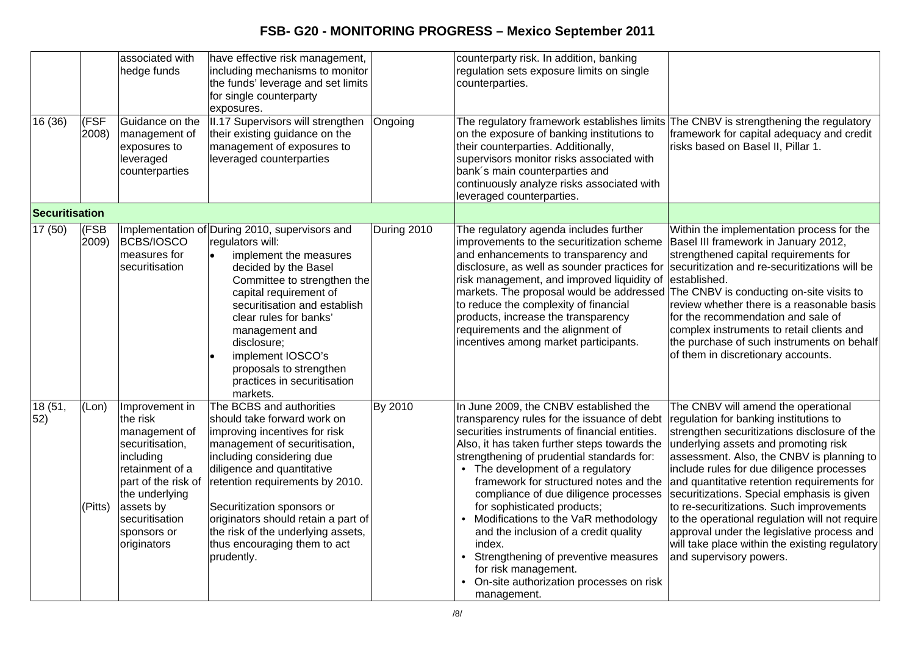| | | associated with hedge funds | have effective risk management, including mechanisms to monitor the funds' leverage and set limits for single counterparty exposures. | | counterparty risk. In addition, banking regulation sets exposure limits on single counterparties. | |
|---|---|---|---|---|---|---|
| 16 (36) | (FSF 2008) | Guidance on the management of exposures to leveraged counterparties | II.17 Supervisors will strengthen their existing guidance on the management of exposures to leveraged counterparties | Ongoing | The regulatory framework establishes limits on the exposure of banking institutions to their counterparties. Additionally, supervisors monitor risks associated with bank´s main counterparties and continuously analyze risks associated with leveraged counterparties. | The CNBV is strengthening the regulatory framework for capital adequacy and credit risks based on Basel II, Pillar 1. |
| **Securitisation** | | | | | | |
| 17 (50) | (FSB 2009) | Implementation of BCBS/IOSCO measures for securitisation | During 2010, supervisors and regulators will: <br>• implement the measures decided by the Basel Committee to strengthen the capital requirement of securitisation and establish clear rules for banks' management and disclosure; <br>• implement IOSCO's proposals to strengthen practices in securitisation markets. | During 2010 | The regulatory agenda includes further improvements to the securitization scheme and enhancements to transparency and disclosure, as well as sounder practices for risk management, and improved liquidity of markets. The proposal would be addressed to reduce the complexity of financial products, increase the transparency requirements and the alignment of incentives among market participants. | Within the implementation process for the Basel III framework in January 2012, strengthened capital requirements for securitization and re-securitizations will be established. <br>The CNBV is conducting on-site visits to review whether there is a reasonable basis for the recommendation and sale of complex instruments to retail clients and the purchase of such instruments on behalf of them in discretionary accounts. |
| 18 (51, 52) | (Lon) <br><br><br><br><br> (Pitts) | Improvement in the risk management of securitisation, including retainment of a part of the risk of the underlying assets by securitisation sponsors or originators | The BCBS and authorities should take forward work on improving incentives for risk management of securitisation, including considering due diligence and quantitative retention requirements by 2010. <br><br>Securitization sponsors or originators should retain a part of the risk of the underlying assets, thus encouraging them to act prudently. | By 2010 | In June 2009, the CNBV established the transparency rules for the issuance of debt securities instruments of financial entities. Also, it has taken further steps towards the strengthening of prudential standards for: <br>• The development of a regulatory framework for structured notes and the compliance of due diligence processes for sophisticated products; <br>• Modifications to the VaR methodology and the inclusion of a credit quality index. <br>• Strengthening of preventive measures for risk management. <br>• On-site authorization processes on risk management. | The CNBV will amend the operational regulation for banking institutions to strengthen securitizations disclosure of the underlying assets and promoting risk assessment. Also, the CNBV is planning to include rules for due diligence processes and quantitative retention requirements for securitizations. Special emphasis is given to re-securitizations. Such improvements to the operational regulation will not require approval under the legislative process and will take place within the existing regulatory and supervisory powers. |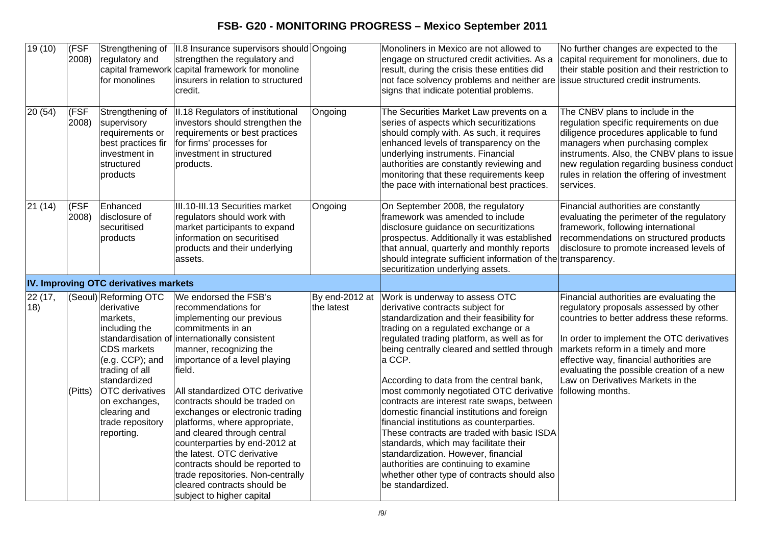| 19 (10) | (FSF 2008) | Strengthening of regulatory and capital framework for monolines | II.8 Insurance supervisors should strengthen the regulatory and capital framework for monoline insurers in relation to structured credit. | Ongoing | Monoliners in Mexico are not allowed to engage on structured credit activities. As a result, during the crisis these entities did not face solvency problems and neither are signs that indicate potential problems. | No further changes are expected to the capital requirement for monoliners, due to their stable position and their restriction to issue structured credit instruments. |
|---|---|---|---|---|---|---|
| 20 (54) | (FSF 2008) | Strengthening of supervisory requirements or best practices fir investment in structured products | II.18 Regulators of institutional investors should strengthen the requirements or best practices for firms' processes for investment in structured products. | Ongoing | The Securities Market Law prevents on a series of aspects which securitizations should comply with. As such, it requires enhanced levels of transparency on the underlying instruments. Financial authorities are constantly reviewing and monitoring that these requirements keep the pace with international best practices. | The CNBV plans to include in the regulation specific requirements on due diligence procedures applicable to fund managers when purchasing complex instruments. Also, the CNBV plans to issue new regulation regarding business conduct rules in relation the offering of investment services. |
| 21 (14) | (FSF 2008) | Enhanced disclosure of securitised products | III.10-III.13 Securities market regulators should work with market participants to expand information on securitised products and their underlying assets. | Ongoing | On September 2008, the regulatory framework was amended to include disclosure guidance on securitizations prospectus. Additionally it was established that annual, quarterly and monthly reports should integrate sufficient information of the securitization underlying assets. | Financial authorities are constantly evaluating the perimeter of the regulatory framework, following international recommendations on structured products disclosure to promote increased levels of transparency. |
| **IV. Improving OTC derivatives markets** | | | | | | |
| 22 (17, 18) | (Seoul)<br><br>(Pitts) | Reforming OTC derivative markets, including the standardisation of CDS markets (e.g. CCP); and trading of all standardized OTC derivatives on exchanges, clearing and trade repository reporting. | We endorsed the FSB's recommendations for implementing our previous commitments in an internationally consistent manner, recognizing the importance of a level playing field.<br><br>All standardized OTC derivative contracts should be traded on exchanges or electronic trading platforms, where appropriate, and cleared through central counterparties by end-2012 at the latest. OTC derivative contracts should be reported to trade repositories. Non-centrally cleared contracts should be subject to higher capital | By end-2012 at the latest | Work is underway to assess OTC derivative contracts subject for standardization and their feasibility for trading on a regulated exchange or a regulated trading platform, as well as for being centrally cleared and settled through a CCP.<br><br>According to data from the central bank, most commonly negotiated OTC derivative contracts are interest rate swaps, between domestic financial institutions and foreign financial institutions as counterparties. These contracts are traded with basic ISDA standards, which may facilitate their standardization. However, financial authorities are continuing to examine whether other type of contracts should also be standardized. | Financial authorities are evaluating the regulatory proposals assessed by other countries to better address these reforms.<br><br>In order to implement the OTC derivatives markets reform in a timely and more effective way, financial authorities are evaluating the possible creation of a new Law on Derivatives Markets in the following months. |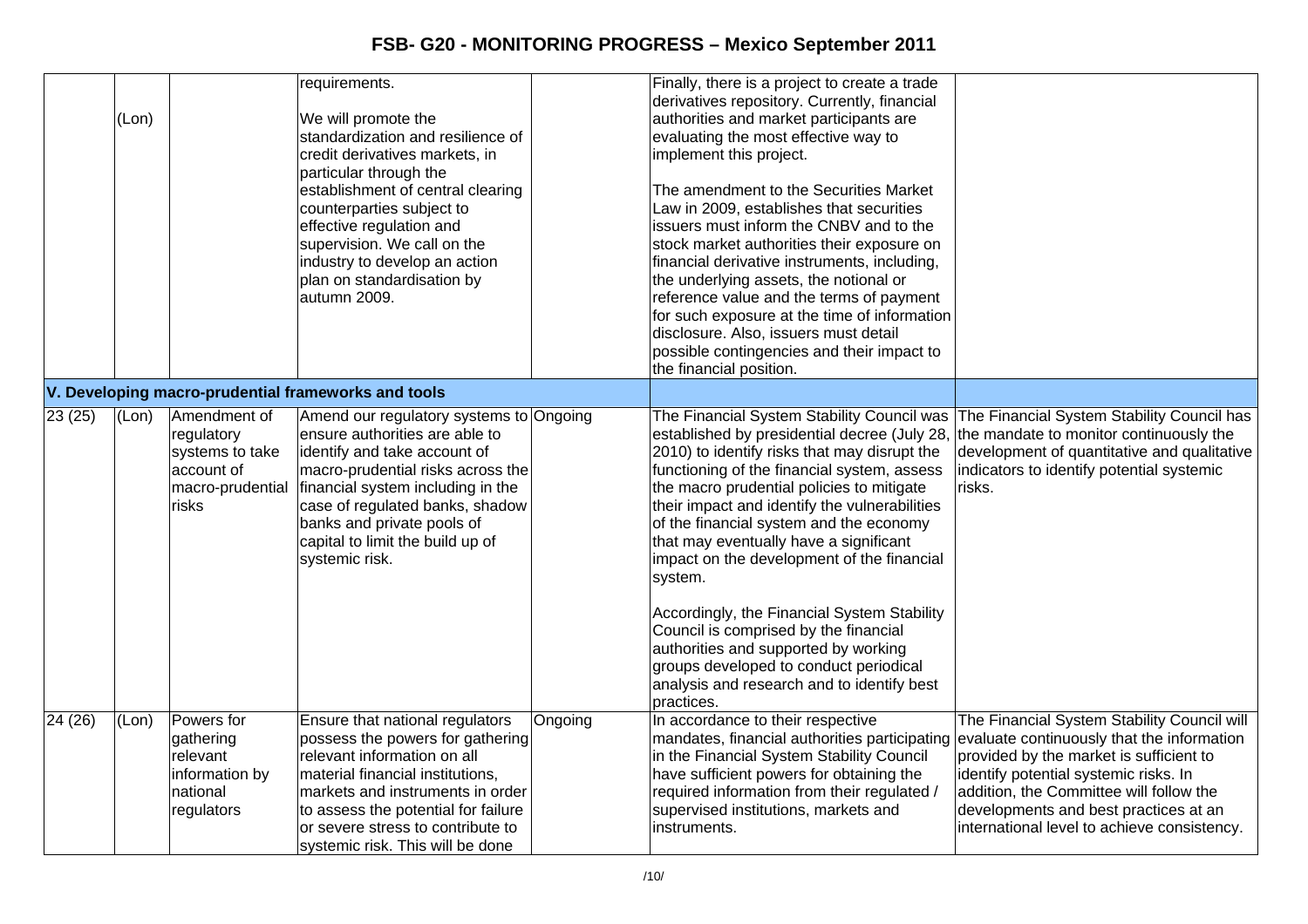| | | | | | | |
|---|---|---|---|---|---|---|
| | (Lon) | | requirements.<br><br>We will promote the standardization and resilience of credit derivatives markets, in particular through the establishment of central clearing counterparties subject to effective regulation and supervision. We call on the industry to develop an action plan on standardisation by autumn 2009. | | Finally, there is a project to create a trade derivatives repository. Currently, financial authorities and market participants are evaluating the most effective way to implement this project.<br><br>The amendment to the Securities Market Law in 2009, establishes that securities issuers must inform the CNBV and to the stock market authorities their exposure on financial derivative instruments, including, the underlying assets, the notional or reference value and the terms of payment for such exposure at the time of information disclosure. Also, issuers must detail possible contingencies and their impact to the financial position. | |
| **V. Developing macro-prudential frameworks and tools** | | | | | | |
| 23 (25) | (Lon) | Amendment of regulatory systems to take account of macro-prudential risks | Amend our regulatory systems to ensure authorities are able to identify and take account of macro-prudential risks across the financial system including in the case of regulated banks, shadow banks and private pools of capital to limit the build up of systemic risk. | Ongoing | The Financial System Stability Council was established by presidential decree (July 28, 2010) to identify risks that may disrupt the functioning of the financial system, assess the macro prudential policies to mitigate their impact and identify the vulnerabilities of the financial system and the economy that may eventually have a significant impact on the development of the financial system.<br><br>Accordingly, the Financial System Stability Council is comprised by the financial authorities and supported by working groups developed to conduct periodical analysis and research and to identify best practices. | The Financial System Stability Council has the mandate to monitor continuously the development of quantitative and qualitative indicators to identify potential systemic risks. |
| 24 (26) | (Lon) | Powers for gathering relevant information by national regulators | Ensure that national regulators possess the powers for gathering relevant information on all material financial institutions, markets and instruments in order to assess the potential for failure or severe stress to contribute to systemic risk. This will be done | Ongoing | In accordance to their respective mandates, financial authorities participating in the Financial System Stability Council have sufficient powers for obtaining the required information from their regulated / supervised institutions, markets and instruments. | The Financial System Stability Council will evaluate continuously that the information provided by the market is sufficient to identify potential systemic risks. In addition, the Committee will follow the developments and best practices at an international level to achieve consistency. |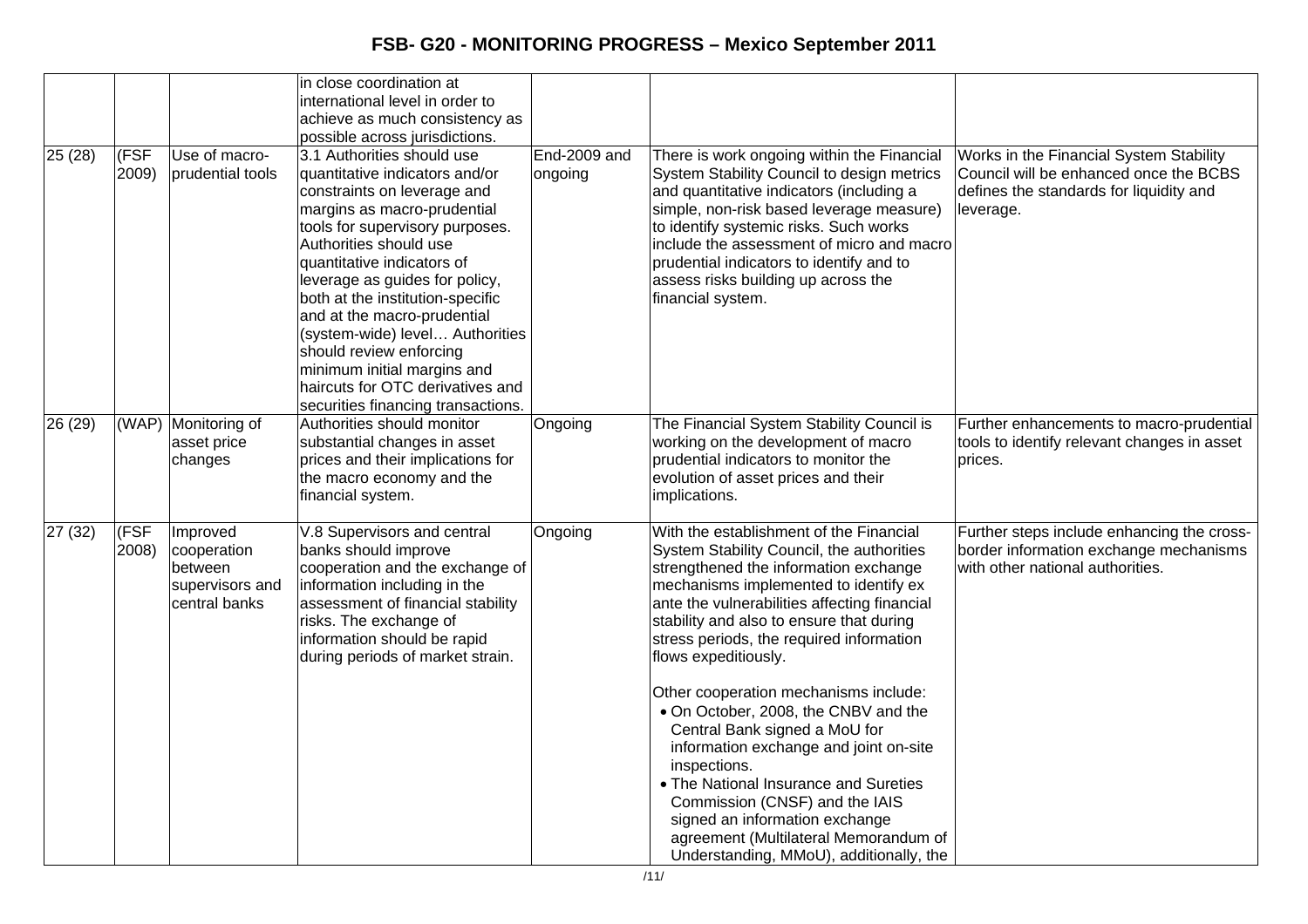| | | | in close coordination at international level in order to achieve as much consistency as possible across jurisdictions. | | | |
|---|---|---|---|---|---|---|
| 25 (28) | (FSF 2009) | Use of macro-prudential tools | 3.1 Authorities should use quantitative indicators and/or constraints on leverage and margins as macro-prudential tools for supervisory purposes. Authorities should use quantitative indicators of leverage as guides for policy, both at the institution-specific and at the macro-prudential (system-wide) level… Authorities should review enforcing minimum initial margins and haircuts for OTC derivatives and securities financing transactions. | End-2009 and ongoing | There is work ongoing within the Financial System Stability Council to design metrics and quantitative indicators (including a simple, non-risk based leverage measure) to identify systemic risks. Such works include the assessment of micro and macro prudential indicators to identify and to assess risks building up across the financial system. | Works in the Financial System Stability Council will be enhanced once the BCBS defines the standards for liquidity and leverage. |
| 26 (29) | (WAP) | Monitoring of asset price changes | Authorities should monitor substantial changes in asset prices and their implications for the macro economy and the financial system. | Ongoing | The Financial System Stability Council is working on the development of macro prudential indicators to monitor the evolution of asset prices and their implications. | Further enhancements to macro-prudential tools to identify relevant changes in asset prices. |
| 27 (32) | (FSF 2008) | Improved cooperation between supervisors and central banks | V.8 Supervisors and central banks should improve cooperation and the exchange of information including in the assessment of financial stability risks. The exchange of information should be rapid during periods of market strain. | Ongoing | With the establishment of the Financial System Stability Council, the authorities strengthened the information exchange mechanisms implemented to identify ex ante the vulnerabilities affecting financial stability and also to ensure that during stress periods, the required information flows expeditiously.<br><br>Other cooperation mechanisms include:<br>• On October, 2008, the CNBV and the Central Bank signed a MoU for information exchange and joint on-site inspections.<br>• The National Insurance and Sureties Commission (CNSF) and the IAIS signed an information exchange agreement (Multilateral Memorandum of Understanding, MMoU), additionally, the | Further steps include enhancing the cross-border information exchange mechanisms with other national authorities. |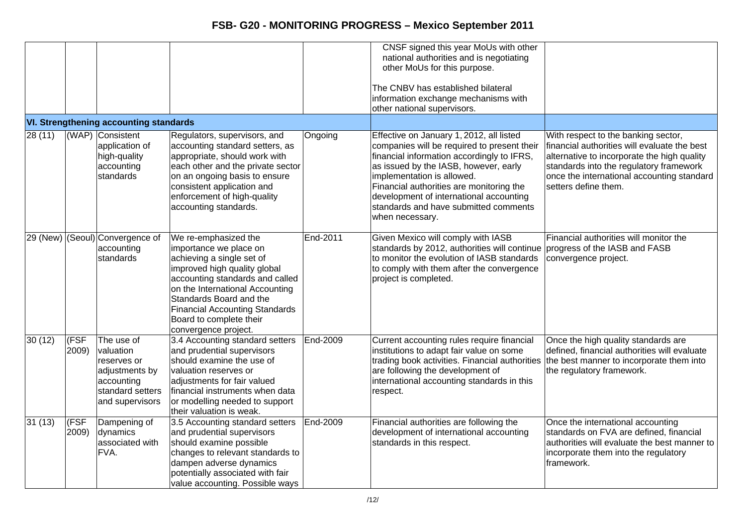| | | | | | | |
|---|---|---|---|---|---|---|
| | | | | | CNSF signed this year MoUs with other national authorities and is negotiating other MoUs for this purpose.<br><br>The CNBV has established bilateral information exchange mechanisms with other national supervisors. | |
| **VI. Strengthening accounting standards** | | | | | | |
| 28 (11) | (WAP) | Consistent application of high-quality accounting standards | Regulators, supervisors, and accounting standard setters, as appropriate, should work with each other and the private sector on an ongoing basis to ensure consistent application and enforcement of high-quality accounting standards. | Ongoing | Effective on January 1, 2012, all listed companies will be required to present their financial information accordingly to IFRS, as issued by the IASB, however, early implementation is allowed.<br>Financial authorities are monitoring the development of international accounting standards and have submitted comments when necessary. | With respect to the banking sector, financial authorities will evaluate the best alternative to incorporate the high quality standards into the regulatory framework once the international accounting standard setters define them. |
| 29 (New) | (Seoul) | Convergence of accounting standards | We re-emphasized the importance we place on achieving a single set of improved high quality global accounting standards and called on the International Accounting Standards Board and the Financial Accounting Standards Board to complete their convergence project. | End-2011 | Given Mexico will comply with IASB standards by 2012, authorities will continue to monitor the evolution of IASB standards to comply with them after the convergence project is completed. | Financial authorities will monitor the progress of the IASB and FASB convergence project. |
| 30 (12) | (FSF 2009) | The use of valuation reserves or adjustments by accounting standard setters and supervisors | 3.4 Accounting standard setters and prudential supervisors should examine the use of valuation reserves or adjustments for fair valued financial instruments when data or modelling needed to support their valuation is weak. | End-2009 | Current accounting rules require financial institutions to adapt fair value on some trading book activities. Financial authorities are following the development of international accounting standards in this respect. | Once the high quality standards are defined, financial authorities will evaluate the best manner to incorporate them into the regulatory framework. |
| 31 (13) | (FSF 2009) | Dampening of dynamics associated with FVA. | 3.5 Accounting standard setters and prudential supervisors should examine possible changes to relevant standards to dampen adverse dynamics potentially associated with fair value accounting. Possible ways | End-2009 | Financial authorities are following the development of international accounting standards in this respect. | Once the international accounting standards on FVA are defined, financial authorities will evaluate the best manner to incorporate them into the regulatory framework. |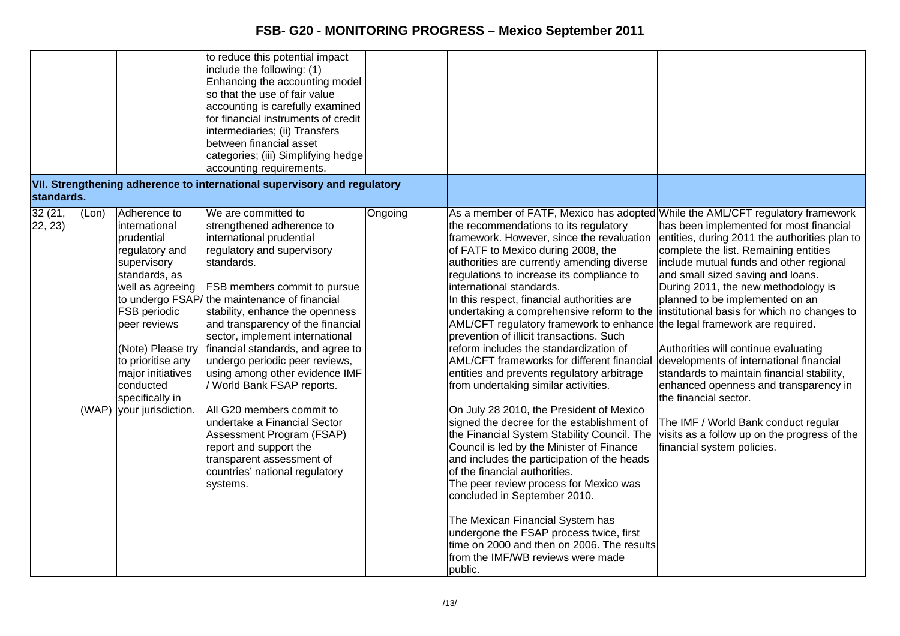| | | | | | | |
|---|---|---|---|---|---|---|
| | | | to reduce this potential impact include the following: (1) Enhancing the accounting model so that the use of fair value accounting is carefully examined for financial instruments of credit intermediaries; (ii) Transfers between financial asset categories; (iii) Simplifying hedge accounting requirements. | | | |
| **VII. Strengthening adherence to international supervisory and regulatory standards.** | | | | | | |
| 32 (21, 22, 23) | (Lon)<br><br>(WAP) | Adherence to international prudential regulatory and supervisory standards, as well as agreeing to undergo FSAP/ FSB periodic peer reviews<br><br>(Note) Please try to prioritise any major initiatives conducted specifically in your jurisdiction. | We are committed to strengthened adherence to international prudential regulatory and supervisory standards.<br><br>FSB members commit to pursue the maintenance of financial stability, enhance the openness and transparency of the financial sector, implement international financial standards, and agree to undergo periodic peer reviews, using among other evidence IMF / World Bank FSAP reports.<br><br>All G20 members commit to undertake a Financial Sector Assessment Program (FSAP) report and support the transparent assessment of countries' national regulatory systems. | Ongoing | As a member of FATF, Mexico has adopted the recommendations to its regulatory framework. However, since the revaluation of FATF to Mexico during 2008, the authorities are currently amending diverse regulations to increase its compliance to international standards.<br>In this respect, financial authorities are undertaking a comprehensive reform to the AML/CFT regulatory framework to enhance prevention of illicit transactions. Such reform includes the standardization of AML/CFT frameworks for different financial entities and prevents regulatory arbitrage from undertaking similar activities.<br><br>On July 28 2010, the President of Mexico signed the decree for the establishment of the Financial System Stability Council. The Council is led by the Minister of Finance and includes the participation of the heads of the financial authorities.<br>The peer review process for Mexico was concluded in September 2010.<br><br>The Mexican Financial System has undergone the FSAP process twice, first time on 2000 and then on 2006. The results from the IMF/WB reviews were made public. | While the AML/CFT regulatory framework has been implemented for most financial entities, during 2011 the authorities plan to complete the list. Remaining entities include mutual funds and other regional and small sized saving and loans. During 2011, the new methodology is planned to be implemented on an institutional basis for which no changes to the legal framework are required.<br><br>Authorities will continue evaluating developments of international financial standards to maintain financial stability, enhanced openness and transparency in the financial sector.<br><br>The IMF / World Bank conduct regular visits as a follow up on the progress of the financial system policies. |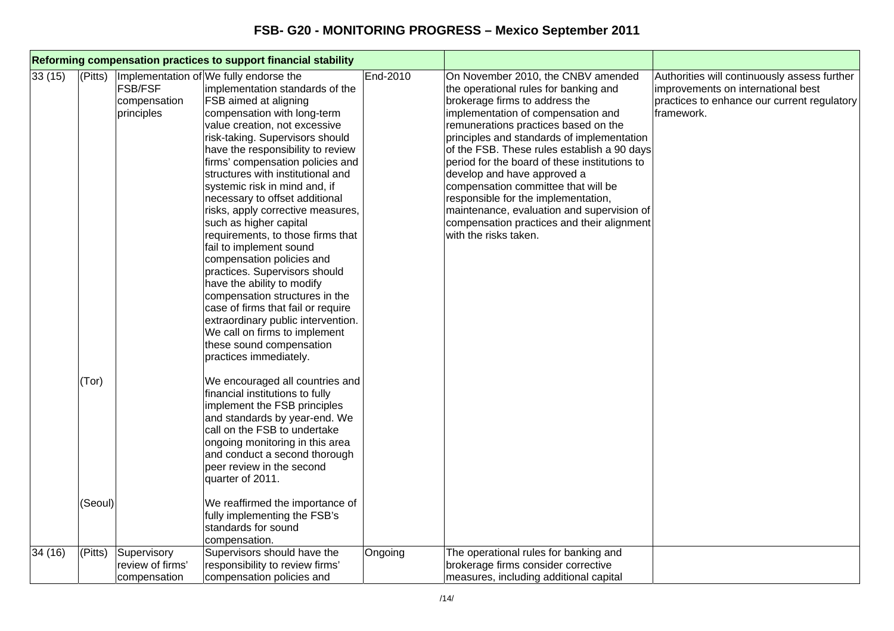## FSB- G20 - MONITORING PROGRESS – Mexico September 2011

| Reforming compensation practices to support financial stability | | | | | | |
|---|---|---|---|---|---|---|
| 33 (15) | (Pitts) | Implementation of FSB/FSF compensation principles | We fully endorse the implementation standards of the FSB aimed at aligning compensation with long-term value creation, not excessive risk-taking. Supervisors should have the responsibility to review firms' compensation policies and structures with institutional and systemic risk in mind and, if necessary to offset additional risks, apply corrective measures, such as higher capital requirements, to those firms that fail to implement sound compensation policies and practices. Supervisors should have the ability to modify compensation structures in the case of firms that fail or require extraordinary public intervention. We call on firms to implement these sound compensation practices immediately. | End-2010 | On November 2010, the CNBV amended the operational rules for banking and brokerage firms to address the implementation of compensation and remunerations practices based on the principles and standards of implementation of the FSB. These rules establish a 90 days period for the board of these institutions to develop and have approved a compensation committee that will be responsible for the implementation, maintenance, evaluation and supervision of compensation practices and their alignment with the risks taken. | Authorities will continuously assess further improvements on international best practices to enhance our current regulatory framework. |
| | (Tor) | | We encouraged all countries and financial institutions to fully implement the FSB principles and standards by year-end. We call on the FSB to undertake ongoing monitoring in this area and conduct a second thorough peer review in the second quarter of 2011. | | | |
| | (Seoul) | | We reaffirmed the importance of fully implementing the FSB's standards for sound compensation. | | | |
| 34 (16) | (Pitts) | Supervisory review of firms' compensation | Supervisors should have the responsibility to review firms' compensation policies and | Ongoing | The operational rules for banking and brokerage firms consider corrective measures, including additional capital | |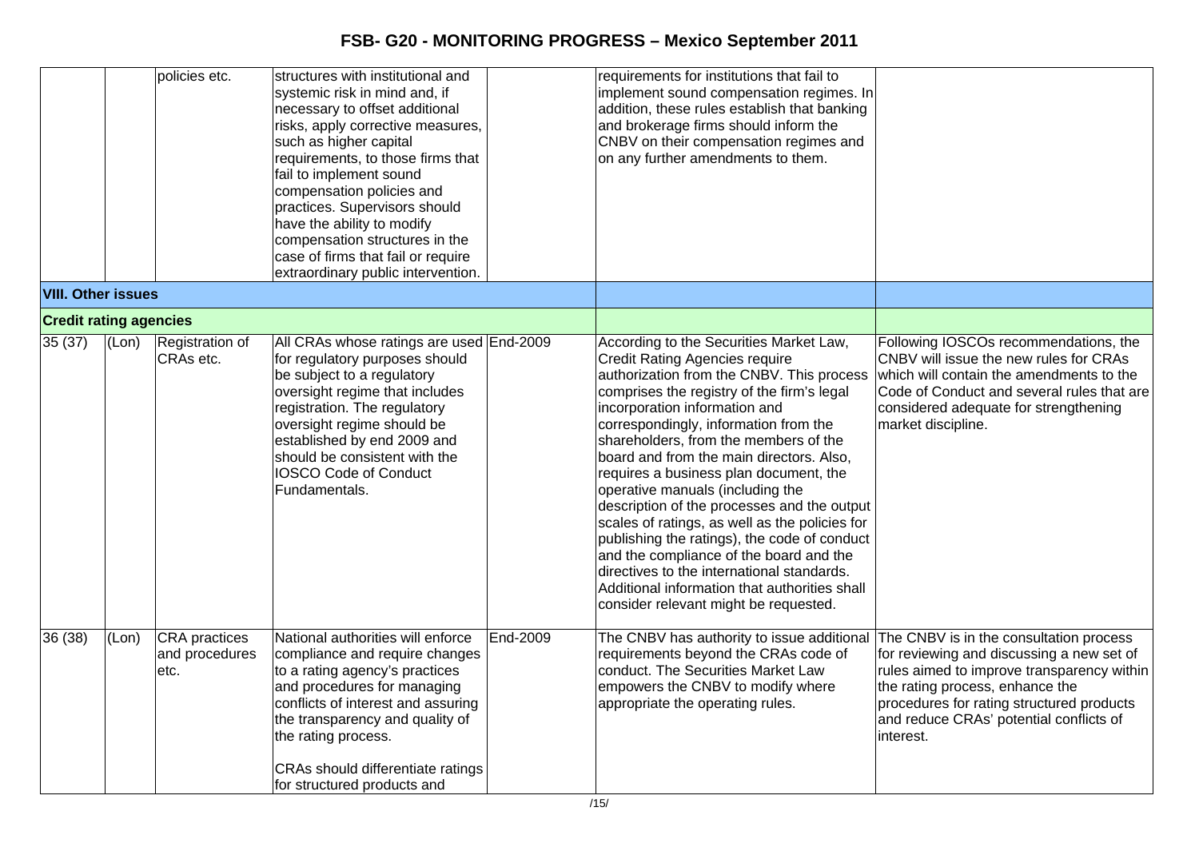| | | | | | | |
|---|---|---|---|---|---|---|
| | | policies etc. | structures with institutional and systemic risk in mind and, if necessary to offset additional risks, apply corrective measures, such as higher capital requirements, to those firms that fail to implement sound compensation policies and practices. Supervisors should have the ability to modify compensation structures in the case of firms that fail or require extraordinary public intervention. | | requirements for institutions that fail to implement sound compensation regimes. In addition, these rules establish that banking and brokerage firms should inform the CNBV on their compensation regimes and on any further amendments to them. | |
| **VIII. Other issues** | | | | | | |
| **Credit rating agencies** | | | | | | |
| 35 (37) | (Lon) | Registration of CRAs etc. | All CRAs whose ratings are used for regulatory purposes should be subject to a regulatory oversight regime that includes registration. The regulatory oversight regime should be established by end 2009 and should be consistent with the IOSCO Code of Conduct Fundamentals. | End-2009 | According to the Securities Market Law, Credit Rating Agencies require authorization from the CNBV. This process comprises the registry of the firm's legal incorporation information and correspondingly, information from the shareholders, from the members of the board and from the main directors. Also, requires a business plan document, the operative manuals (including the description of the processes and the output scales of ratings, as well as the policies for publishing the ratings), the code of conduct and the compliance of the board and the directives to the international standards. Additional information that authorities shall consider relevant might be requested. | Following IOSCOs recommendations, the CNBV will issue the new rules for CRAs which will contain the amendments to the Code of Conduct and several rules that are considered adequate for strengthening market discipline. |
| 36 (38) | (Lon) | CRA practices and procedures etc. | National authorities will enforce compliance and require changes to a rating agency's practices and procedures for managing conflicts of interest and assuring the transparency and quality of the rating process.<br><br>CRAs should differentiate ratings for structured products and | End-2009 | The CNBV has authority to issue additional requirements beyond the CRAs code of conduct. The Securities Market Law empowers the CNBV to modify where appropriate the operating rules. | The CNBV is in the consultation process for reviewing and discussing a new set of rules aimed to improve transparency within the rating process, enhance the procedures for rating structured products and reduce CRAs' potential conflicts of interest. |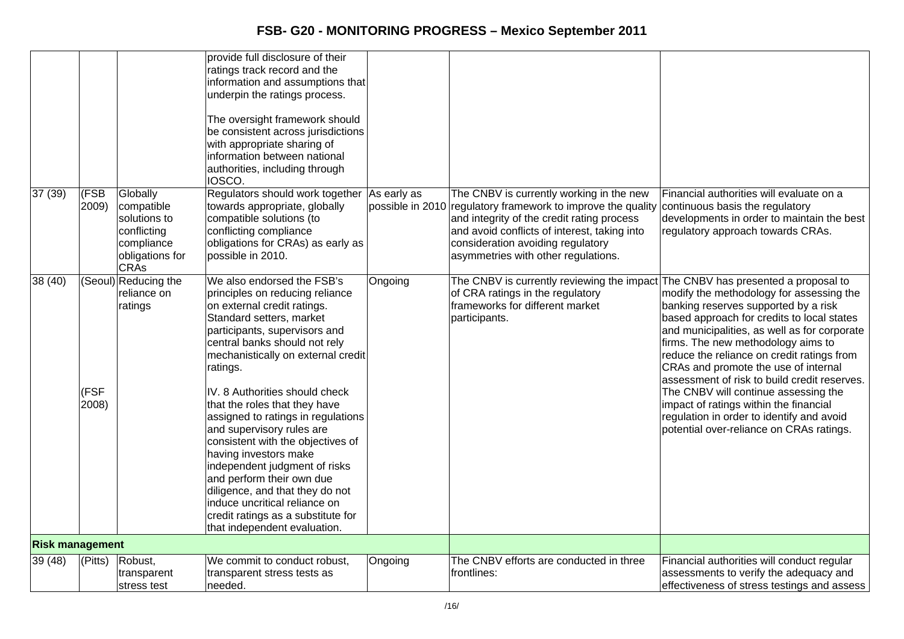| | | | | | | |
|---|---|---|---|---|---|---|
| | | | provide full disclosure of their ratings track record and the information and assumptions that underpin the ratings process.<br><br>The oversight framework should be consistent across jurisdictions with appropriate sharing of information between national authorities, including through IOSCO. | | | |
| 37 (39) | (FSB 2009) | Globally compatible solutions to conflicting compliance obligations for CRAs | Regulators should work together towards appropriate, globally compatible solutions (to conflicting compliance obligations for CRAs) as early as possible in 2010. | As early as possible in 2010 | The CNBV is currently working in the new regulatory framework to improve the quality and integrity of the credit rating process and avoid conflicts of interest, taking into consideration avoiding regulatory asymmetries with other regulations. | Financial authorities will evaluate on a continuous basis the regulatory developments in order to maintain the best regulatory approach towards CRAs. |
| 38 (40) | (Seoul)<br><br>(FSF 2008) | Reducing the reliance on ratings | We also endorsed the FSB's principles on reducing reliance on external credit ratings. Standard setters, market participants, supervisors and central banks should not rely mechanistically on external credit ratings.<br><br>IV. 8 Authorities should check that the roles that they have assigned to ratings in regulations and supervisory rules are consistent with the objectives of having investors make independent judgment of risks and perform their own due diligence, and that they do not induce uncritical reliance on credit ratings as a substitute for that independent evaluation. | Ongoing | The CNBV is currently reviewing the impact of CRA ratings in the regulatory frameworks for different market participants. | The CNBV has presented a proposal to modify the methodology for assessing the banking reserves supported by a risk based approach for credits to local states and municipalities, as well as for corporate firms. The new methodology aims to reduce the reliance on credit ratings from CRAs and promote the use of internal assessment of risk to build credit reserves. The CNBV will continue assessing the impact of ratings within the financial regulation in order to identify and avoid potential over-reliance on CRAs ratings. |
| **Risk management** | | | | | | |
| 39 (48) | (Pitts) | Robust, transparent stress test | We commit to conduct robust, transparent stress tests as needed. | Ongoing | The CNBV efforts are conducted in three frontlines: | Financial authorities will conduct regular assessments to verify the adequacy and effectiveness of stress testings and assess |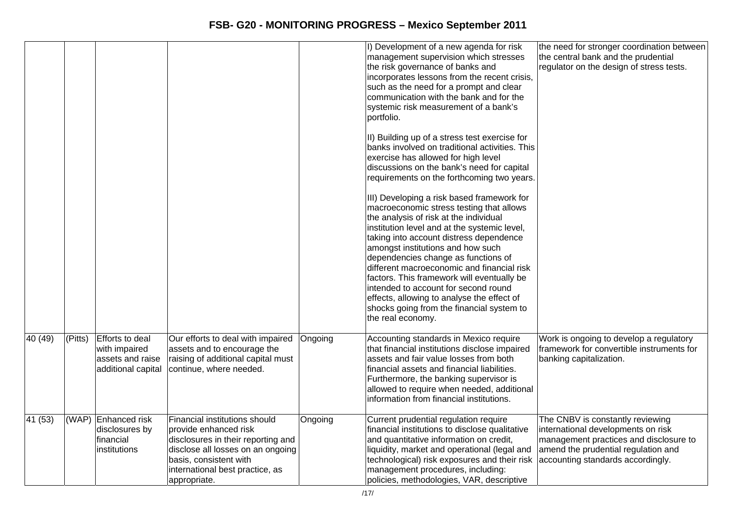| | | | | | | |
|---|---|---|---|---|---|---|
| | | | | | I) Development of a new agenda for risk management supervision which stresses the risk governance of banks and incorporates lessons from the recent crisis, such as the need for a prompt and clear communication with the bank and for the systemic risk measurement of a bank's portfolio.<br><br>II) Building up of a stress test exercise for banks involved on traditional activities. This exercise has allowed for high level discussions on the bank's need for capital requirements on the forthcoming two years.<br><br>III) Developing a risk based framework for macroeconomic stress testing that allows the analysis of risk at the individual institution level and at the systemic level, taking into account distress dependence amongst institutions and how such dependencies change as functions of different macroeconomic and financial risk factors. This framework will eventually be intended to account for second round effects, allowing to analyse the effect of shocks going from the financial system to the real economy. | the need for stronger coordination between the central bank and the prudential regulator on the design of stress tests. |
| 40 (49) | (Pitts) | Efforts to deal with impaired assets and raise additional capital | Our efforts to deal with impaired assets and to encourage the raising of additional capital must continue, where needed. | Ongoing | Accounting standards in Mexico require that financial institutions disclose impaired assets and fair value losses from both financial assets and financial liabilities. Furthermore, the banking supervisor is allowed to require when needed, additional information from financial institutions. | Work is ongoing to develop a regulatory framework for convertible instruments for banking capitalization. |
| 41 (53) | (WAP) | Enhanced risk disclosures by financial institutions | Financial institutions should provide enhanced risk disclosures in their reporting and disclose all losses on an ongoing basis, consistent with international best practice, as appropriate. | Ongoing | Current prudential regulation require financial institutions to disclose qualitative and quantitative information on credit, liquidity, market and operational (legal and technological) risk exposures and their risk management procedures, including: policies, methodologies, VAR, descriptive | The CNBV is constantly reviewing international developments on risk management practices and disclosure to amend the prudential regulation and accounting standards accordingly. |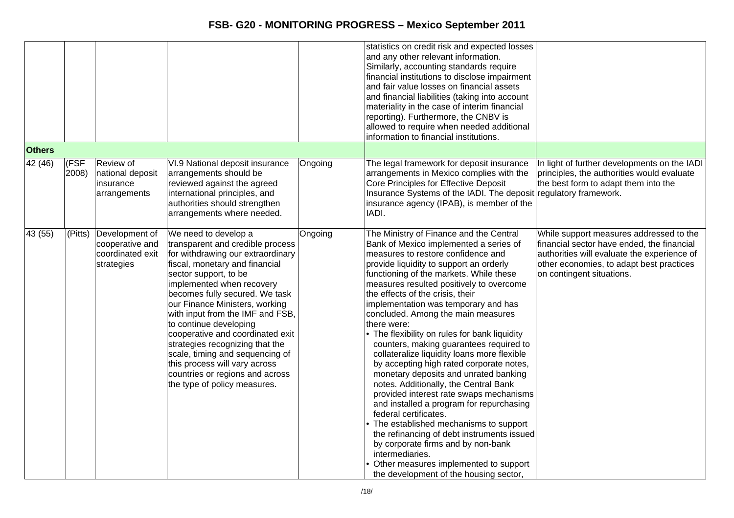| | | | | | | |
|---|---|---|---|---|---|---|
| | | | | | statistics on credit risk and expected losses and any other relevant information. Similarly, accounting standards require financial institutions to disclose impairment and fair value losses on financial assets and financial liabilities (taking into account materiality in the case of interim financial reporting). Furthermore, the CNBV is allowed to require when needed additional information to financial institutions. | |
| **Others** | | | | | | |
| 42 (46) | (FSF 2008) | Review of national deposit insurance arrangements | VI.9 National deposit insurance arrangements should be reviewed against the agreed international principles, and authorities should strengthen arrangements where needed. | Ongoing | The legal framework for deposit insurance arrangements in Mexico complies with the Core Principles for Effective Deposit Insurance Systems of the IADI. The deposit insurance agency (IPAB), is member of the IADI. | In light of further developments on the IADI principles, the authorities would evaluate the best form to adapt them into the regulatory framework. |
| 43 (55) | (Pitts) | Development of cooperative and coordinated exit strategies | We need to develop a transparent and credible process for withdrawing our extraordinary fiscal, monetary and financial sector support, to be implemented when recovery becomes fully secured. We task our Finance Ministers, working with input from the IMF and FSB, to continue developing cooperative and coordinated exit strategies recognizing that the scale, timing and sequencing of this process will vary across countries or regions and across the type of policy measures. | Ongoing | The Ministry of Finance and the Central Bank of Mexico implemented a series of measures to restore confidence and provide liquidity to support an orderly functioning of the markets. While these measures resulted positively to overcome the effects of the crisis, their implementation was temporary and has concluded. Among the main measures there were:<br>• The flexibility on rules for bank liquidity counters, making guarantees required to collateralize liquidity loans more flexible by accepting high rated corporate notes, monetary deposits and unrated banking notes. Additionally, the Central Bank provided interest rate swaps mechanisms and installed a program for repurchasing federal certificates.<br>• The established mechanisms to support the refinancing of debt instruments issued by corporate firms and by non-bank intermediaries.<br>• Other measures implemented to support the development of the housing sector, | While support measures addressed to the financial sector have ended, the financial authorities will evaluate the experience of other economies, to adapt best practices on contingent situations. |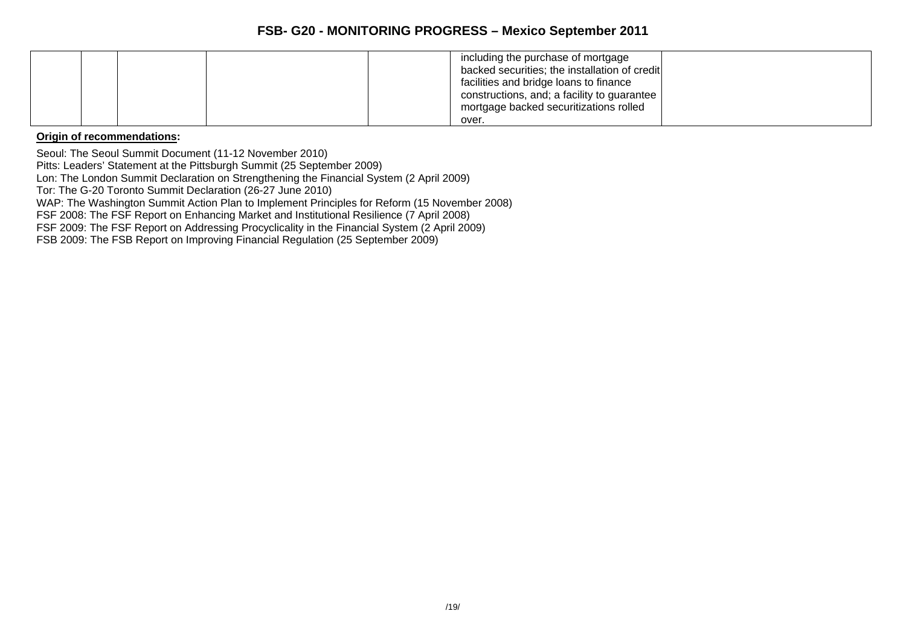| | | | | | | |
|---|---|---|---|---|---|---|
| | | | | | including the purchase of mortgage backed securities; the installation of credit facilities and bridge loans to finance constructions, and; a facility to guarantee mortgage backed securitizations rolled over. | |

**Origin of recommendations:**

Seoul: The Seoul Summit Document (11-12 November 2010)
Pitts: Leaders' Statement at the Pittsburgh Summit (25 September 2009)
Lon: The London Summit Declaration on Strengthening the Financial System (2 April 2009)
Tor: The G-20 Toronto Summit Declaration (26-27 June 2010)
WAP: The Washington Summit Action Plan to Implement Principles for Reform (15 November 2008)
FSF 2008: The FSF Report on Enhancing Market and Institutional Resilience (7 April 2008)
FSF 2009: The FSF Report on Addressing Procyclicality in the Financial System (2 April 2009)
FSB 2009: The FSB Report on Improving Financial Regulation (25 September 2009)